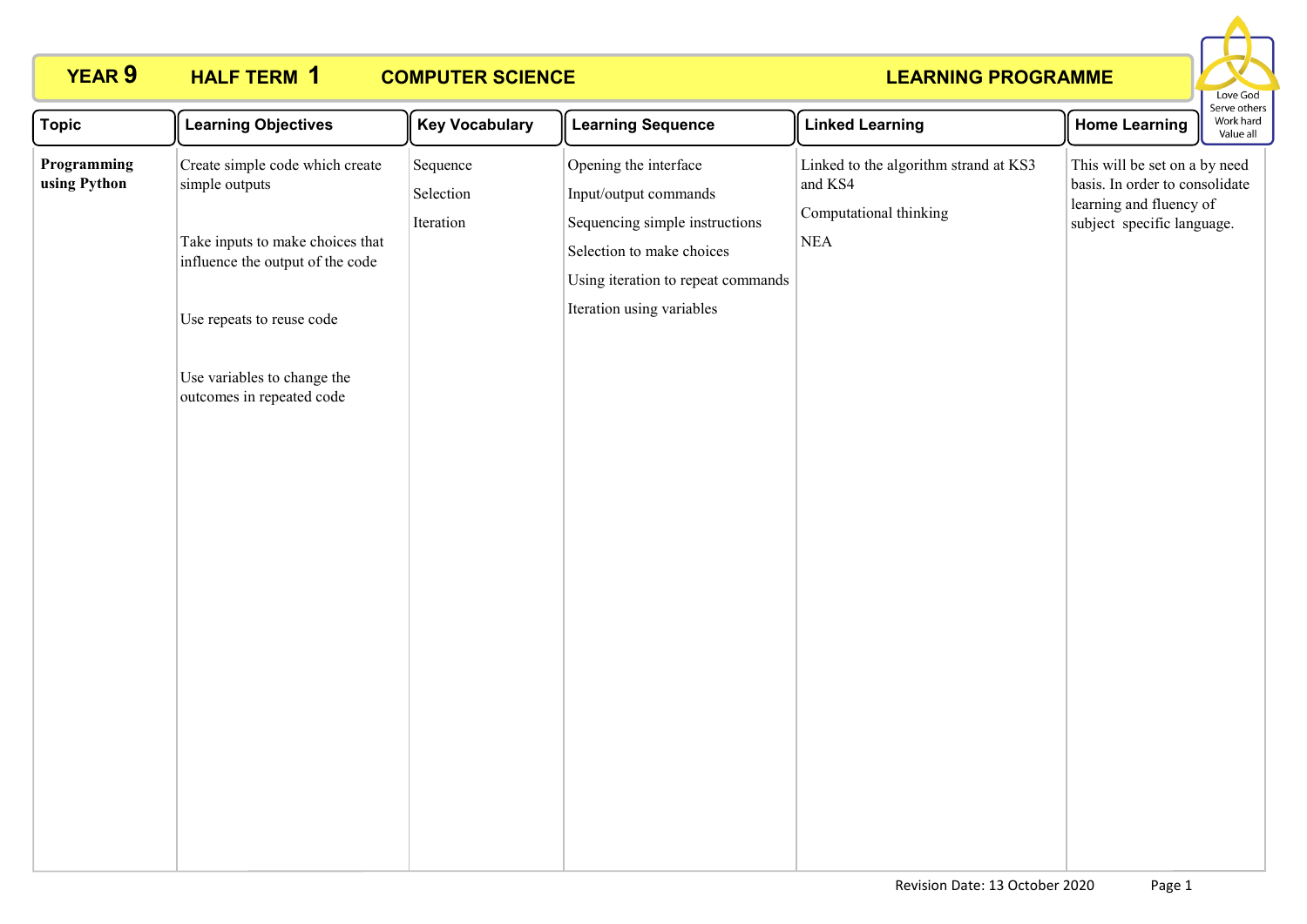# YEAR 9 HALF TERM 1 COMPUTER SCIENCE LEARNING PROGRAMME

Love God
Serve others
Work hard
Value all

| Topic | Learning Objectives | Key Vocabulary | Learning Sequence | Linked Learning | Home Learning |
|---|---|---|---|---|---|
| **Programming using Python** | Create simple code which create simple outputs<br><br>Take inputs to make choices that influence the output of the code<br><br>Use repeats to reuse code<br><br>Use variables to change the outcomes in repeated code | Sequence<br><br>Selection<br><br>Iteration | Opening the interface<br><br>Input/output commands<br><br>Sequencing simple instructions<br><br>Selection to make choices<br><br>Using iteration to repeat commands<br><br>Iteration using variables | Linked to the algorithm strand at KS3 and KS4<br><br>Computational thinking<br><br>NEA | This will be set on a by need basis. In order to consolidate learning and fluency of subject specific language. |

Revision Date: 13 October 2020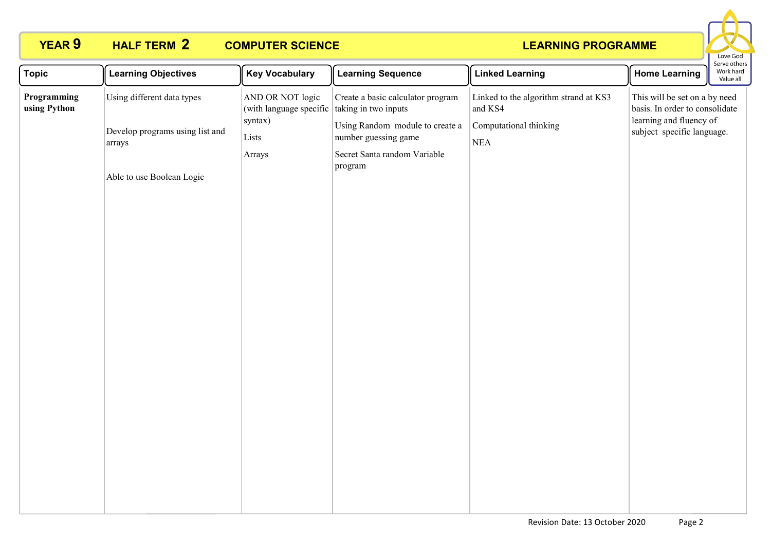**YEAR 9** **HALF TERM 2** **COMPUTER SCIENCE** **LEARNING PROGRAMME**

| Topic | Learning Objectives | Key Vocabulary | Learning Sequence | Linked Learning | Home Learning |
|---|---|---|---|---|---|
| **Programming using Python** | Using different data types<br><br>Develop programs using list and arrays<br><br>Able to use Boolean Logic | AND OR NOT logic (with language specific syntax)<br><br>Lists<br><br>Arrays | Create a basic calculator program taking in two inputs<br><br>Using Random module to create a number guessing game<br><br>Secret Santa random Variable program | Linked to the algorithm strand at KS3 and KS4<br><br>Computational thinking<br><br>NEA | This will be set on a by need basis. In order to consolidate learning and fluency of subject specific language. |

Revision Date: 13 October 2020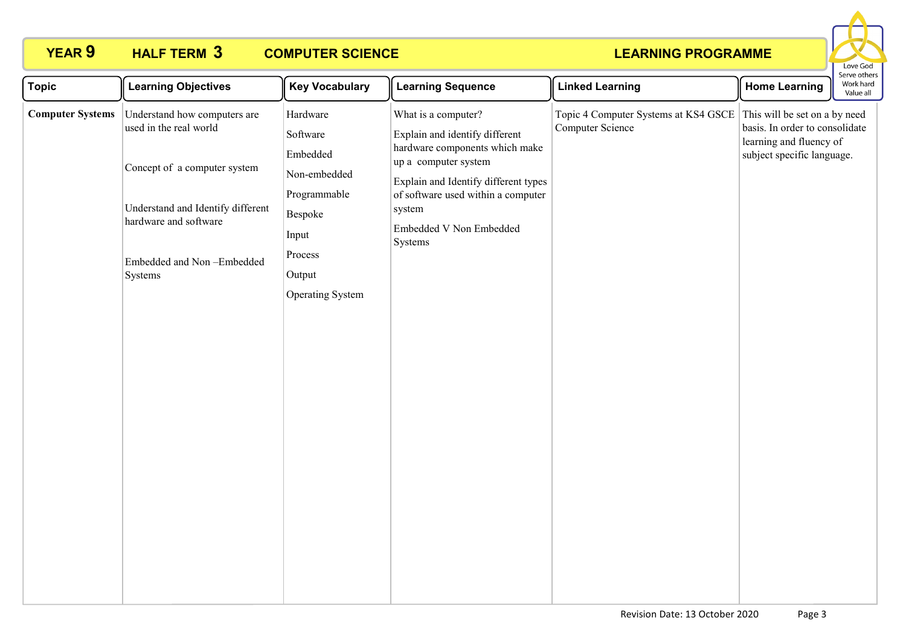# YEAR 9 HALF TERM 3 COMPUTER SCIENCE LEARNING PROGRAMME

Love God
Serve others
Work hard
Value all

| Topic | Learning Objectives | Key Vocabulary | Learning Sequence | Linked Learning | Home Learning |
|---|---|---|---|---|---|
| **Computer Systems** | Understand how computers are used in the real world<br><br>Concept of a computer system<br><br>Understand and Identify different hardware and software<br><br>Embedded and Non –Embedded Systems | Hardware<br>Software<br>Embedded<br>Non-embedded<br>Programmable<br>Bespoke<br>Input<br>Process<br>Output<br>Operating System | What is a computer?<br><br>Explain and identify different hardware components which make up a computer system<br><br>Explain and Identify different types of software used within a computer system<br><br>Embedded V Non Embedded Systems | Topic 4 Computer Systems at KS4 GSCE Computer Science | This will be set on a by need basis. In order to consolidate learning and fluency of subject specific language. |

Revision Date: 13 October 2020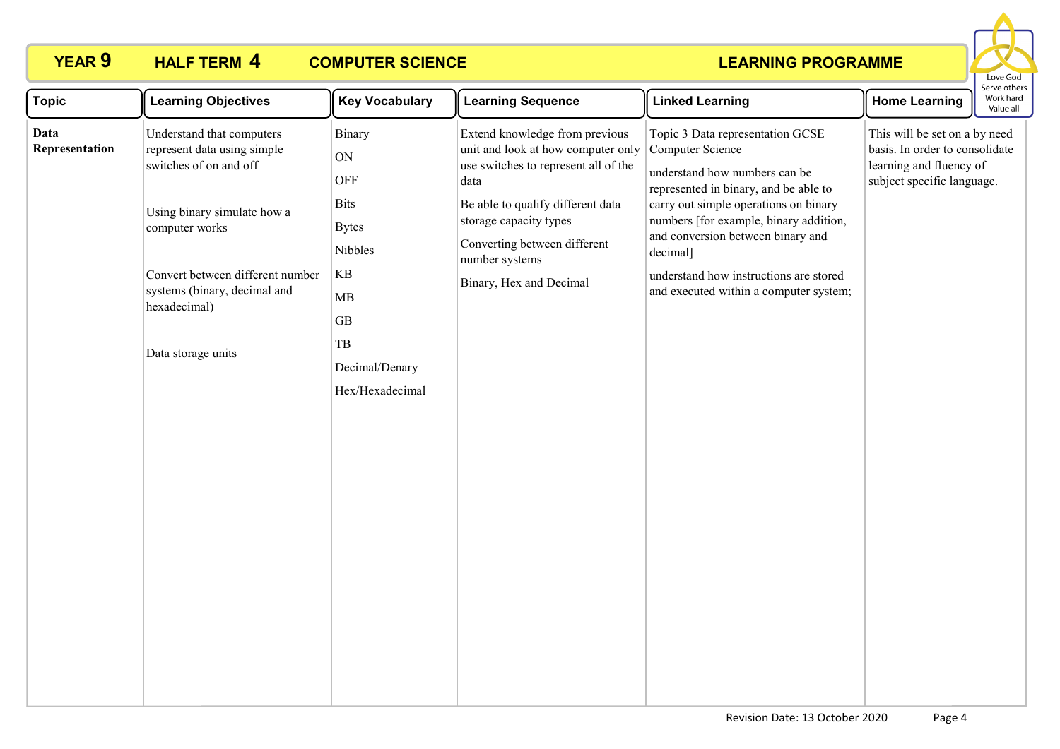# YEAR 9 HALF TERM 4 COMPUTER SCIENCE LEARNING PROGRAMME

Love God
Serve others
Work hard
Value all

| Topic | Learning Objectives | Key Vocabulary | Learning Sequence | Linked Learning | Home Learning |
|---|---|---|---|---|---|
| **Data Representation** | Understand that computers represent data using simple switches of on and off<br><br>Using binary simulate how a computer works<br><br>Convert between different number systems (binary, decimal and hexadecimal)<br><br>Data storage units | Binary<br>ON<br>OFF<br>Bits<br>Bytes<br>Nibbles<br>KB<br>MB<br>GB<br>TB<br>Decimal/Denary<br>Hex/Hexadecimal | Extend knowledge from previous unit and look at how computer only use switches to represent all of the data<br><br>Be able to qualify different data storage capacity types<br><br>Converting between different number systems<br><br>Binary, Hex and Decimal | Topic 3 Data representation GCSE Computer Science<br><br>understand how numbers can be represented in binary, and be able to carry out simple operations on binary numbers [for example, binary addition, and conversion between binary and decimal]<br><br>understand how instructions are stored and executed within a computer system; | This will be set on a by need basis. In order to consolidate learning and fluency of subject specific language. |

Revision Date: 13 October 2020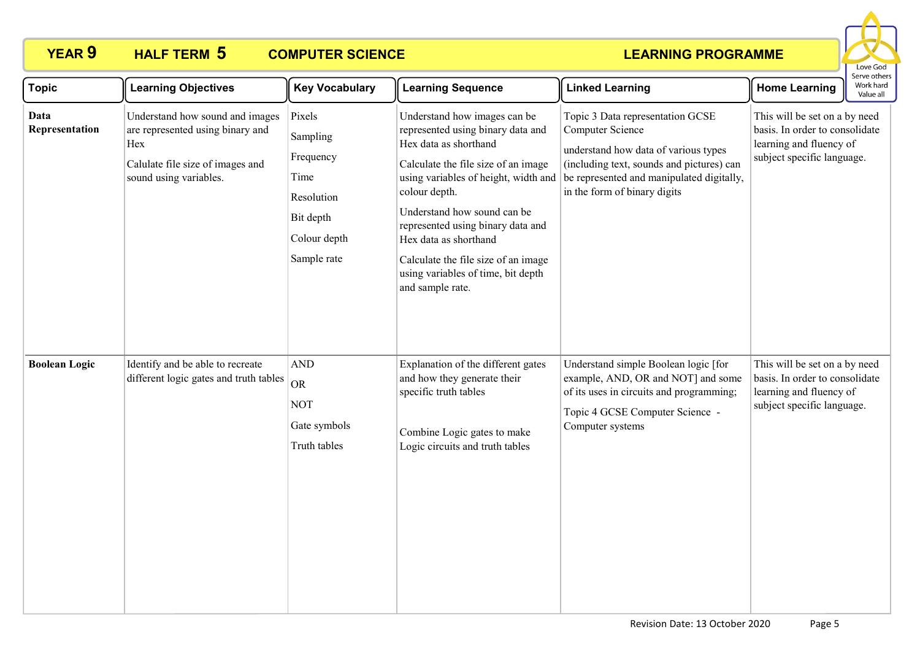# YEAR 9 HALF TERM 5 COMPUTER SCIENCE LEARNING PROGRAMME

| Topic | Learning Objectives | Key Vocabulary | Learning Sequence | Linked Learning | Home Learning |
|---|---|---|---|---|---|
| **Data Representation** | Understand how sound and images are represented using binary and Hex<br><br>Calulate file size of images and sound using variables. | Pixels<br>Sampling<br>Frequency<br>Time<br>Resolution<br>Bit depth<br>Colour depth<br>Sample rate | Understand how images can be represented using binary data and Hex data as shorthand<br><br>Calculate the file size of an image using variables of height, width and colour depth.<br><br>Understand how sound can be represented using binary data and Hex data as shorthand<br><br>Calculate the file size of an image using variables of time, bit depth and sample rate. | Topic 3 Data representation GCSE Computer Science<br><br>understand how data of various types (including text, sounds and pictures) can be represented and manipulated digitally, in the form of binary digits | This will be set on a by need basis. In order to consolidate learning and fluency of subject specific language. |
| **Boolean Logic** | Identify and be able to recreate different logic gates and truth tables | AND<br>OR<br>NOT<br>Gate symbols<br>Truth tables | Explanation of the different gates and how they generate their specific truth tables<br><br>Combine Logic gates to make Logic circuits and truth tables | Understand simple Boolean logic [for example, AND, OR and NOT] and some of its uses in circuits and programming;<br><br>Topic 4 GCSE Computer Science - Computer systems | This will be set on a by need basis. In order to consolidate learning and fluency of subject specific language. |

Revision Date: 13 October 2020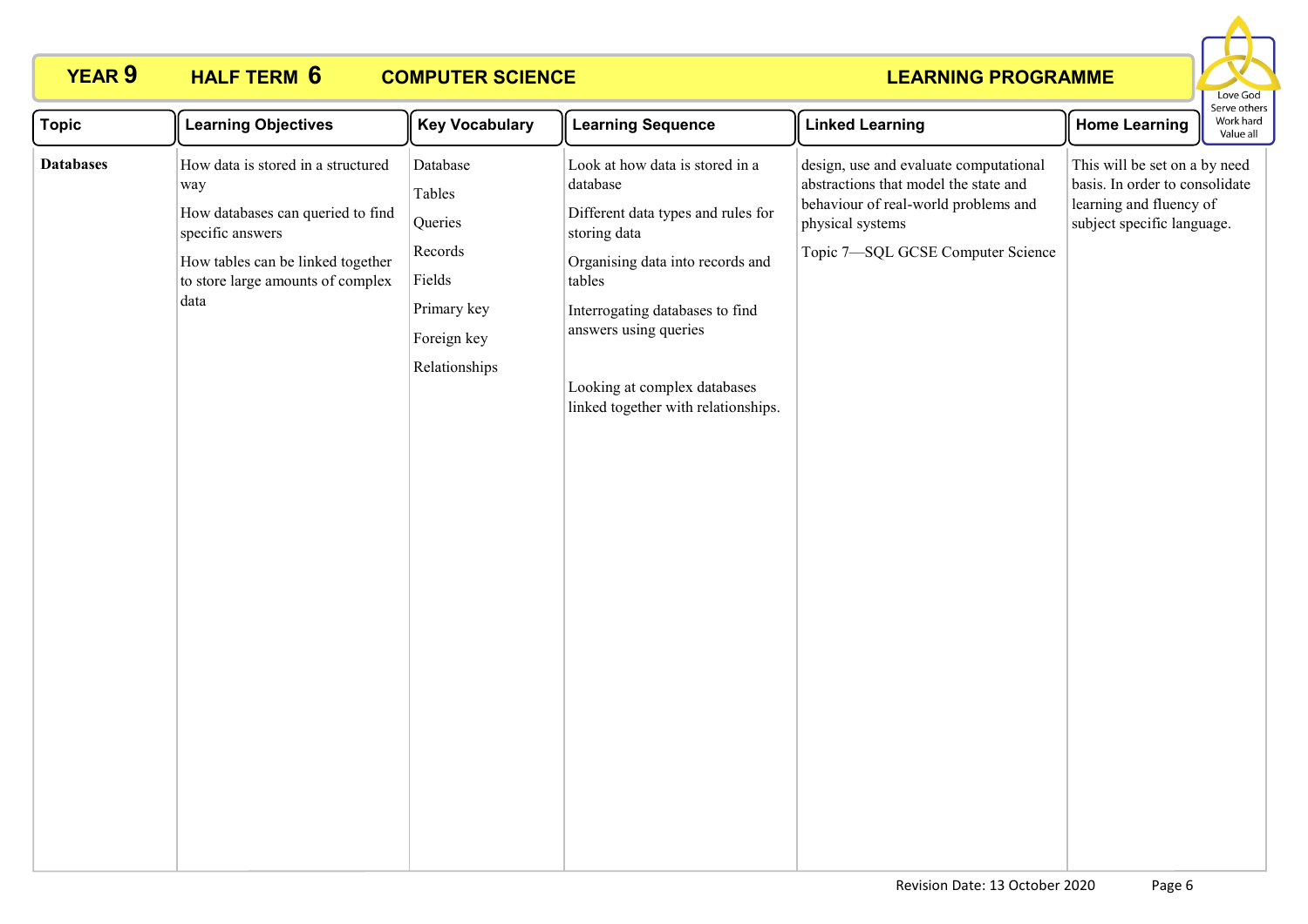**YEAR 9 HALF TERM 6 COMPUTER SCIENCE LEARNING PROGRAMME**

Love God
Serve others
Work hard
Value all

| Topic | Learning Objectives | Key Vocabulary | Learning Sequence | Linked Learning | Home Learning |
|---|---|---|---|---|---|
| **Databases** | How data is stored in a structured way<br><br>How databases can queried to find specific answers<br><br>How tables can be linked together to store large amounts of complex data | Database<br><br>Tables<br><br>Queries<br><br>Records<br><br>Fields<br><br>Primary key<br><br>Foreign key<br><br>Relationships | Look at how data is stored in a database<br><br>Different data types and rules for storing data<br><br>Organising data into records and tables<br><br>Interrogating databases to find answers using queries<br><br>Looking at complex databases linked together with relationships. | design, use and evaluate computational abstractions that model the state and behaviour of real-world problems and physical systems<br><br>Topic 7—SQL GCSE Computer Science | This will be set on a by need basis. In order to consolidate learning and fluency of subject specific language. |

Revision Date: 13 October 2020